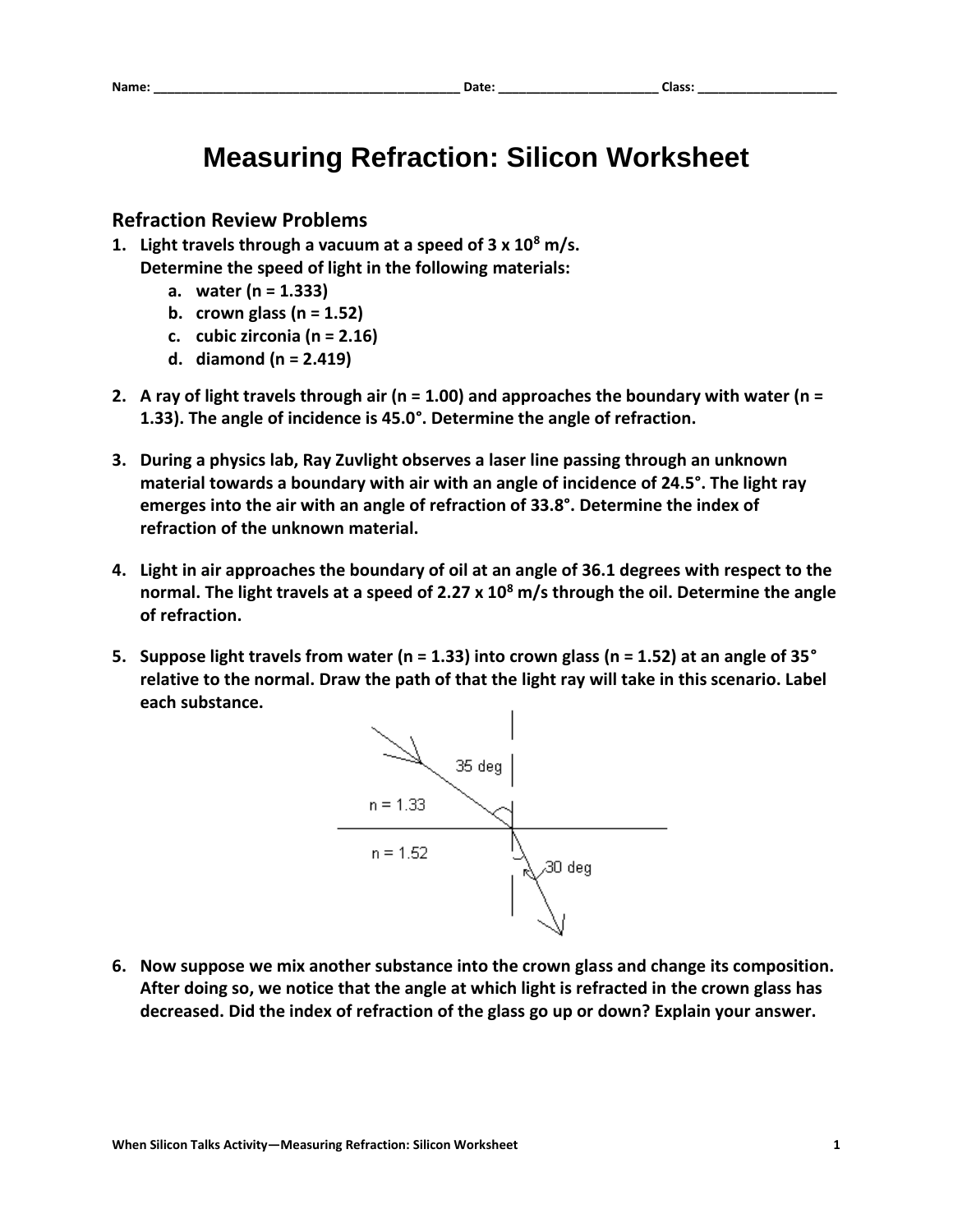Name: ___________________________________________ Date: ______________________ Class: ____________________

# Measuring Refraction: Silicon Worksheet

## Refraction Review Problems

1. **Light travels through a vacuum at a speed of $3 \times 10^8$ m/s. Determine the speed of light in the following materials:**
   a. **water (n = 1.333)**
   b. **crown glass (n = 1.52)**
   c. **cubic zirconia (n = 2.16)**
   d. **diamond (n = 2.419)**

2. **A ray of light travels through air (n = 1.00) and approaches the boundary with water (n = 1.33). The angle of incidence is 45.0°. Determine the angle of refraction.**

3. **During a physics lab, Ray Zuvlight observes a laser line passing through an unknown material towards a boundary with air with an angle of incidence of 24.5°. The light ray emerges into the air with an angle of refraction of 33.8°. Determine the index of refraction of the unknown material.**

4. **Light in air approaches the boundary of oil at an angle of 36.1 degrees with respect to the normal. The light travels at a speed of $2.27 \times 10^8$ m/s through the oil. Determine the angle of refraction.**

5. **Suppose light travels from water (n = 1.33) into crown glass (n = 1.52) at an angle of 35° relative to the normal. Draw the path of that the light ray will take in this scenario. Label each substance.**

   35 deg

   n = 1.33

   n = 1.52

   30 deg

6. **Now suppose we mix another substance into the crown glass and change its composition. After doing so, we notice that the angle at which light is refracted in the crown glass has decreased. Did the index of refraction of the glass go up or down? Explain your answer.**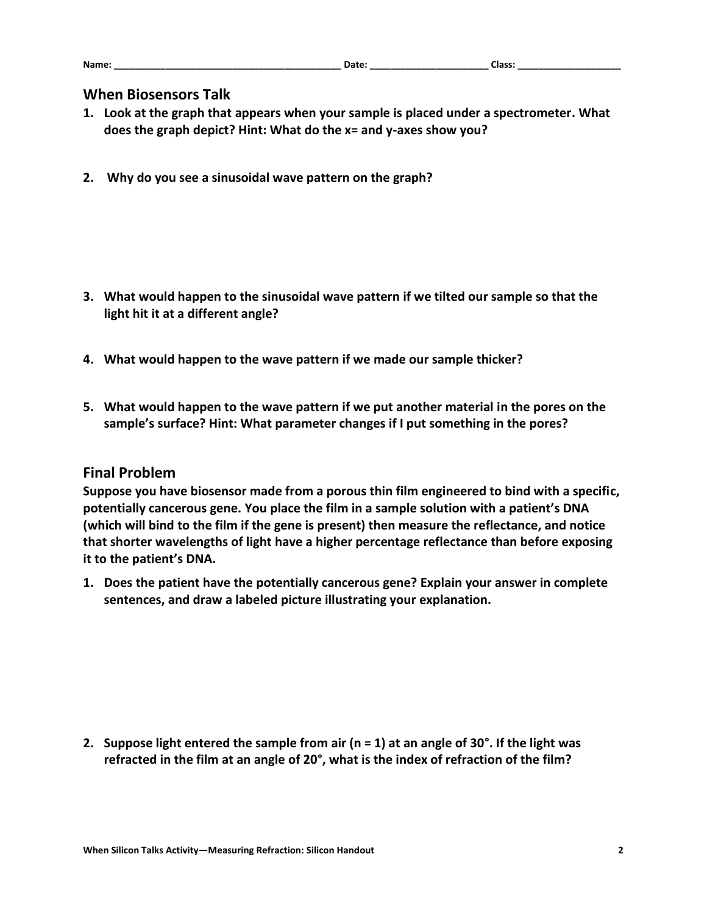Name: ________________________________________ Date: _____________________ Class: __________________

## When Biosensors Talk

1. **Look at the graph that appears when your sample is placed under a spectrometer. What does the graph depict? Hint: What do the x= and y-axes show you?**

2. **Why do you see a sinusoidal wave pattern on the graph?**

3. **What would happen to the sinusoidal wave pattern if we tilted our sample so that the light hit it at a different angle?**

4. **What would happen to the wave pattern if we made our sample thicker?**

5. **What would happen to the wave pattern if we put another material in the pores on the sample's surface? Hint: What parameter changes if I put something in the pores?**

## Final Problem

**Suppose you have biosensor made from a porous thin film engineered to bind with a specific, potentially cancerous gene. You place the film in a sample solution with a patient's DNA (which will bind to the film if the gene is present) then measure the reflectance, and notice that shorter wavelengths of light have a higher percentage reflectance than before exposing it to the patient's DNA.**

1. **Does the patient have the potentially cancerous gene? Explain your answer in complete sentences, and draw a labeled picture illustrating your explanation.**

2. **Suppose light entered the sample from air ($n = 1$) at an angle of 30°. If the light was refracted in the film at an angle of 20°, what is the index of refraction of the film?**